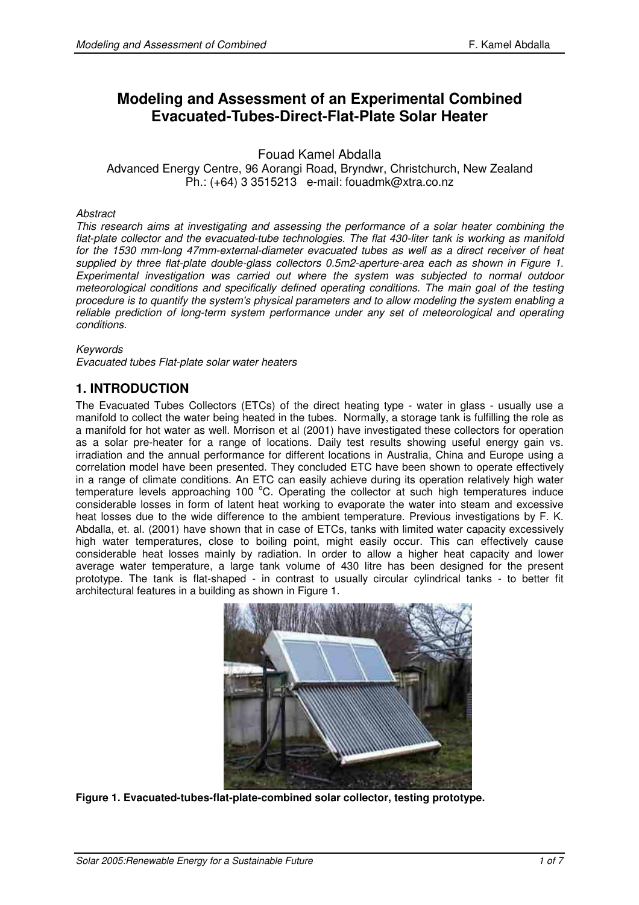# Modeling and Assessment of an Experimental Combined Evacuated-Tubes-Direct-Flat-Plate Solar Heater

Fouad Kamel Abdalla
Advanced Energy Centre, 96 Aorangi Road, Bryndwr, Christchurch, New Zealand
Ph.: (+64) 3 3515213 e-mail: fouadmk@xtra.co.nz

*Abstract*

*This research aims at investigating and assessing the performance of a solar heater combining the flat-plate collector and the evacuated-tube technologies. The flat 430-liter tank is working as manifold for the 1530 mm-long 47mm-external-diameter evacuated tubes as well as a direct receiver of heat supplied by three flat-plate double-glass collectors 0.5m2-aperture-area each as shown in Figure 1. Experimental investigation was carried out where the system was subjected to normal outdoor meteorological conditions and specifically defined operating conditions. The main goal of the testing procedure is to quantify the system's physical parameters and to allow modeling the system enabling a reliable prediction of long-term system performance under any set of meteorological and operating conditions.*

*Keywords*

*Evacuated tubes Flat-plate solar water heaters*

## 1. INTRODUCTION

The Evacuated Tubes Collectors (ETCs) of the direct heating type - water in glass - usually use a manifold to collect the water being heated in the tubes. Normally, a storage tank is fulfilling the role as a manifold for hot water as well. Morrison et al (2001) have investigated these collectors for operation as a solar pre-heater for a range of locations. Daily test results showing useful energy gain vs. irradiation and the annual performance for different locations in Australia, China and Europe using a correlation model have been presented. They concluded ETC have been shown to operate effectively in a range of climate conditions. An ETC can easily achieve during its operation relatively high water temperature levels approaching 100 °C. Operating the collector at such high temperatures induce considerable losses in form of latent heat working to evaporate the water into steam and excessive heat losses due to the wide difference to the ambient temperature. Previous investigations by F. K. Abdalla, et. al. (2001) have shown that in case of ETCs, tanks with limited water capacity excessively high water temperatures, close to boiling point, might easily occur. This can effectively cause considerable heat losses mainly by radiation. In order to allow a higher heat capacity and lower average water temperature, a large tank volume of 430 litre has been designed for the present prototype. The tank is flat-shaped - in contrast to usually circular cylindrical tanks - to better fit architectural features in a building as shown in Figure 1.

**Figure 1. Evacuated-tubes-flat-plate-combined solar collector, testing prototype.**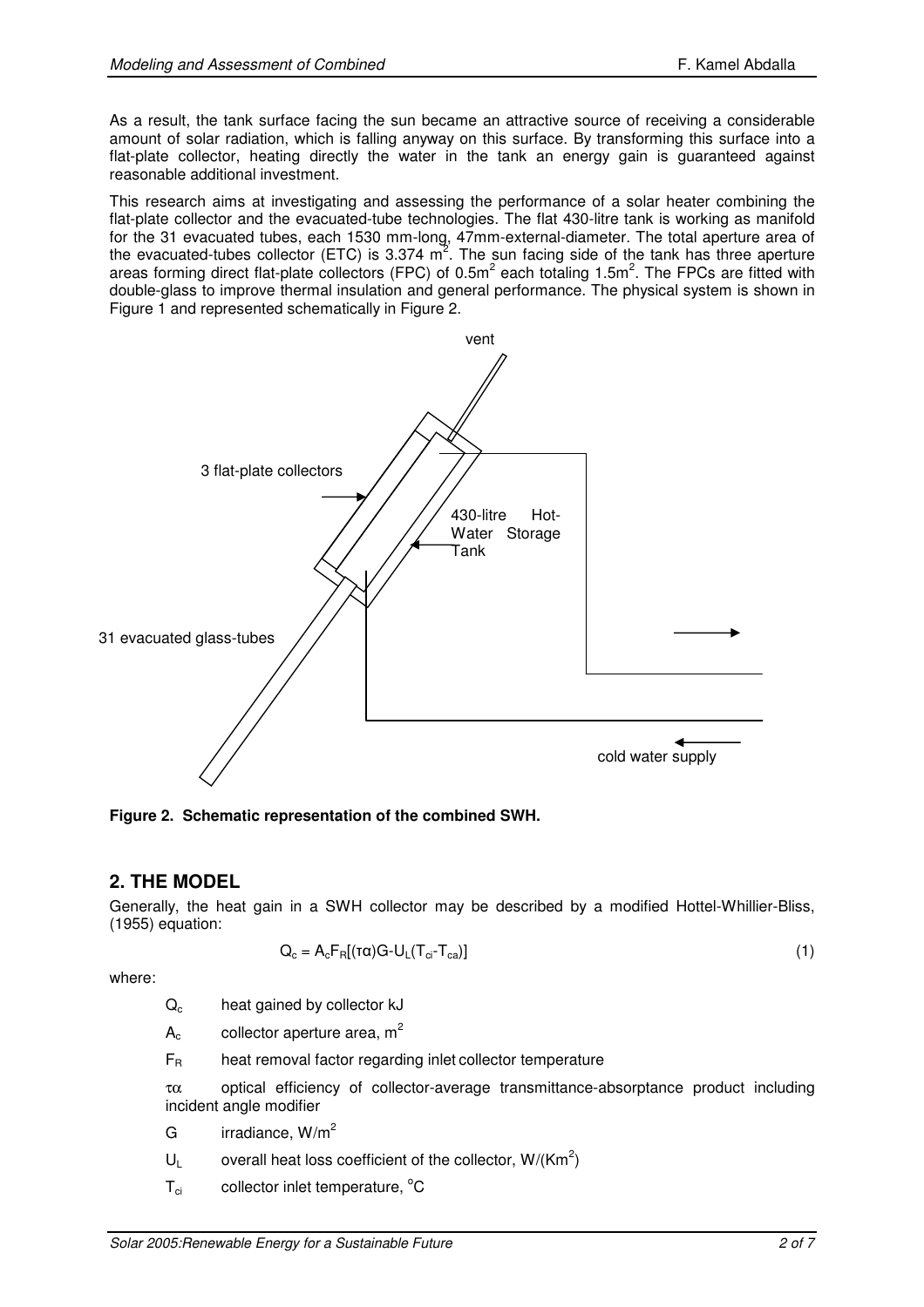As a result, the tank surface facing the sun became an attractive source of receiving a considerable amount of solar radiation, which is falling anyway on this surface. By transforming this surface into a flat-plate collector, heating directly the water in the tank an energy gain is guaranteed against reasonable additional investment.

This research aims at investigating and assessing the performance of a solar heater combining the flat-plate collector and the evacuated-tube technologies. The flat 430-litre tank is working as manifold for the 31 evacuated tubes, each 1530 mm-long, 47mm-external-diameter. The total aperture area of the evacuated-tubes collector (ETC) is 3.374 $m^2$. The sun facing side of the tank has three aperture areas forming direct flat-plate collectors (FPC) of 0.5$m^2$ each totaling 1.5$m^2$. The FPCs are fitted with double-glass to improve thermal insulation and general performance. The physical system is shown in Figure 1 and represented schematically in Figure 2.

**Figure 2. Schematic representation of the combined SWH.**

## 2. THE MODEL

Generally, the heat gain in a SWH collector may be described by a modified Hottel-Whillier-Bliss, (1955) equation:

$$Q_c = A_c F_R[(\tau\alpha)G - U_L(T_{ci} - T_{ca})] \tag{1}$$

where:

- $Q_c$ heat gained by collector kJ
- $A_c$ collector aperture area, $m^2$
- $F_R$ heat removal factor regarding inlet collector temperature
- $\tau\alpha$ optical efficiency of collector-average transmittance-absorptance product including incident angle modifier
- $G$ irradiance, $W/m^2$
- $U_L$ overall heat loss coefficient of the collector, $W/(Km^2)$
- $T_{ci}$ collector inlet temperature, $^oC$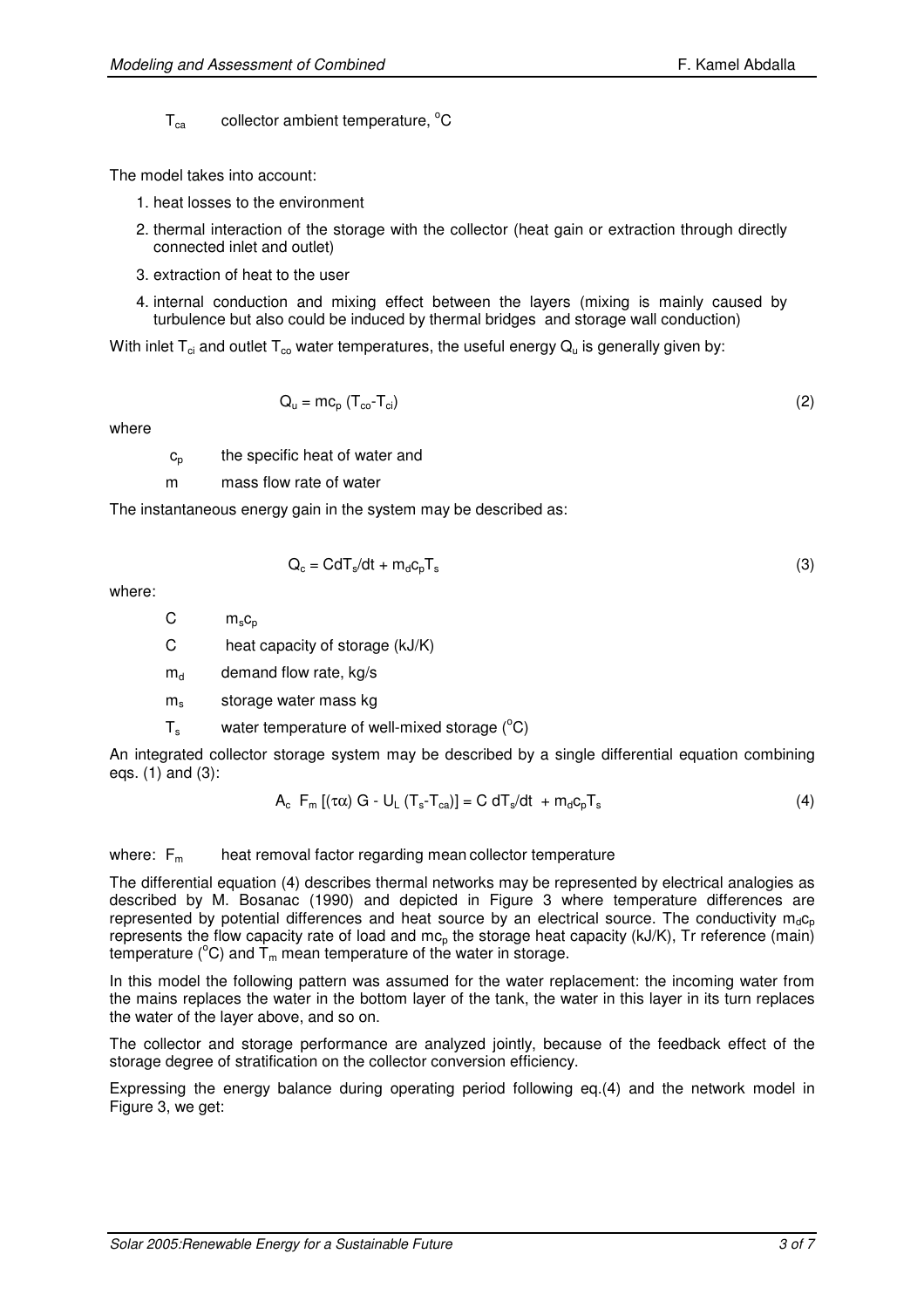$T_{ca}$ collector ambient temperature, °C

The model takes into account:

1. heat losses to the environment
2. thermal interaction of the storage with the collector (heat gain or extraction through directly connected inlet and outlet)
3. extraction of heat to the user
4. internal conduction and mixing effect between the layers (mixing is mainly caused by turbulence but also could be induced by thermal bridges and storage wall conduction)

With inlet $T_{ci}$ and outlet $T_{co}$ water temperatures, the useful energy $Q_u$ is generally given by:

$$Q_u = mc_p\,(T_{co}-T_{ci}) \tag{2}$$

where

$c_p$ the specific heat of water and

$m$ mass flow rate of water

The instantaneous energy gain in the system may be described as:

$$Q_c = C dT_s/dt + m_d c_p T_s \tag{3}$$

where:

$C$ $m_s c_p$

$C$ heat capacity of storage (kJ/K)

$m_d$ demand flow rate, kg/s

$m_s$ storage water mass kg

$T_s$ water temperature of well-mixed storage (°C)

An integrated collector storage system may be described by a single differential equation combining eqs. (1) and (3):

$$A_c\ F_m\,[(\tau\alpha)\,G - U_L\,(T_s-T_{ca})] = C\ dT_s/dt\ + m_d c_p T_s \tag{4}$$

where: $F_m$ heat removal factor regarding mean collector temperature

The differential equation (4) describes thermal networks may be represented by electrical analogies as described by M. Bosanac (1990) and depicted in Figure 3 where temperature differences are represented by potential differences and heat source by an electrical source. The conductivity $m_d c_p$ represents the flow capacity rate of load and $mc_p$ the storage heat capacity (kJ/K), Tr reference (main) temperature (°C) and $T_m$ mean temperature of the water in storage.

In this model the following pattern was assumed for the water replacement: the incoming water from the mains replaces the water in the bottom layer of the tank, the water in this layer in its turn replaces the water of the layer above, and so on.

The collector and storage performance are analyzed jointly, because of the feedback effect of the storage degree of stratification on the collector conversion efficiency.

Expressing the energy balance during operating period following eq.(4) and the network model in Figure 3, we get: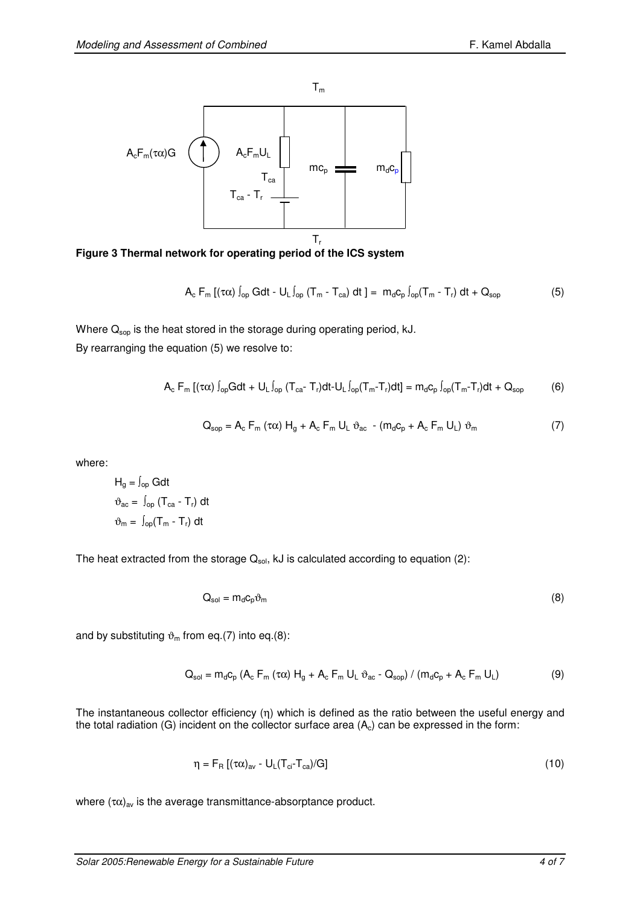**Figure 3 Thermal network for operating period of the ICS system**

$$A_c\, F_m\, [(\tau\alpha) \int_{op} G dt - U_L \int_{op} (T_m - T_{ca})\, dt\, ] = m_d c_p \int_{op}(T_m - T_r)\, dt + Q_{sop} \tag{5}$$

Where $Q_{sop}$ is the heat stored in the storage during operating period, kJ.

By rearranging the equation (5) we resolve to:

$$A_c\, F_m\, [(\tau\alpha) \int_{op} G dt + U_L \int_{op} (T_{ca} - T_r) dt - U_L \int_{op}(T_m - T_r) dt] = m_d c_p \int_{op}(T_m - T_r) dt + Q_{sop} \tag{6}$$

$$Q_{sop} = A_c\, F_m\, (\tau\alpha)\, H_g + A_c\, F_m\, U_L\, \vartheta_{ac} - (m_d c_p + A_c\, F_m\, U_L)\, \vartheta_m \tag{7}$$

where:

$H_g = \int_{op} G dt$

$\vartheta_{ac} = \int_{op} (T_{ca} - T_r)\, dt$

$\vartheta_m = \int_{op} (T_m - T_r)\, dt$

The heat extracted from the storage $Q_{sol}$, kJ is calculated according to equation (2):

$$Q_{sol} = m_d c_p \vartheta_m \tag{8}$$

and by substituting $\vartheta_m$ from eq.(7) into eq.(8):

$$Q_{sol} = m_d c_p\, (A_c\, F_m\, (\tau\alpha)\, H_g + A_c\, F_m\, U_L\, \vartheta_{ac} - Q_{sop}) \,/\, (m_d c_p + A_c\, F_m\, U_L) \tag{9}$$

The instantaneous collector efficiency ($\eta$) which is defined as the ratio between the useful energy and the total radiation (G) incident on the collector surface area ($A_c$) can be expressed in the form:

$$\eta = F_R\, [(\tau\alpha)_{av} - U_L (T_{ci} - T_{ca})/G] \tag{10}$$

where $(\tau\alpha)_{av}$ is the average transmittance-absorptance product.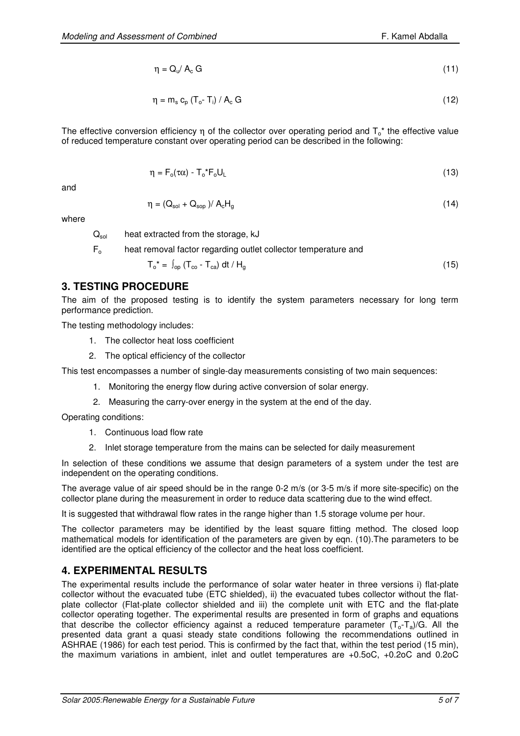$$\eta = Q_u / A_c G \tag{11}$$

$$\eta = m_s c_p (T_o - T_i) / A_c G \tag{12}$$

The effective conversion efficiency $\eta$ of the collector over operating period and $T_o^*$ the effective value of reduced temperature constant over operating period can be described in the following:

$$\eta = F_o(\tau\alpha) - T_o^* F_o U_L \tag{13}$$

and

$$\eta = (Q_{sol} + Q_{sop}) / A_c H_g \tag{14}$$

where

$Q_{sol}$ heat extracted from the storage, kJ

$F_o$ heat removal factor regarding outlet collector temperature and

$$T_o^* = \int_{op} (T_{co} - T_{ca})\, dt / H_g \tag{15}$$

## 3. TESTING PROCEDURE

The aim of the proposed testing is to identify the system parameters necessary for long term performance prediction.

The testing methodology includes:

1. The collector heat loss coefficient
2. The optical efficiency of the collector

This test encompasses a number of single-day measurements consisting of two main sequences:

1. Monitoring the energy flow during active conversion of solar energy.
2. Measuring the carry-over energy in the system at the end of the day.

Operating conditions:

1. Continuous load flow rate
2. Inlet storage temperature from the mains can be selected for daily measurement

In selection of these conditions we assume that design parameters of a system under the test are independent on the operating conditions.

The average value of air speed should be in the range 0-2 m/s (or 3-5 m/s if more site-specific) on the collector plane during the measurement in order to reduce data scattering due to the wind effect.

It is suggested that withdrawal flow rates in the range higher than 1.5 storage volume per hour.

The collector parameters may be identified by the least square fitting method. The closed loop mathematical models for identification of the parameters are given by eqn. (10).The parameters to be identified are the optical efficiency of the collector and the heat loss coefficient.

## 4. EXPERIMENTAL RESULTS

The experimental results include the performance of solar water heater in three versions i) flat-plate collector without the evacuated tube (ETC shielded), ii) the evacuated tubes collector without the flat-plate collector (Flat-plate collector shielded and iii) the complete unit with ETC and the flat-plate collector operating together. The experimental results are presented in form of graphs and equations that describe the collector efficiency against a reduced temperature parameter $(T_o-T_a)/G$. All the presented data grant a quasi steady state conditions following the recommendations outlined in ASHRAE (1986) for each test period. This is confirmed by the fact that, within the test period (15 min), the maximum variations in ambient, inlet and outlet temperatures are +0.5oC, +0.2oC and 0.2oC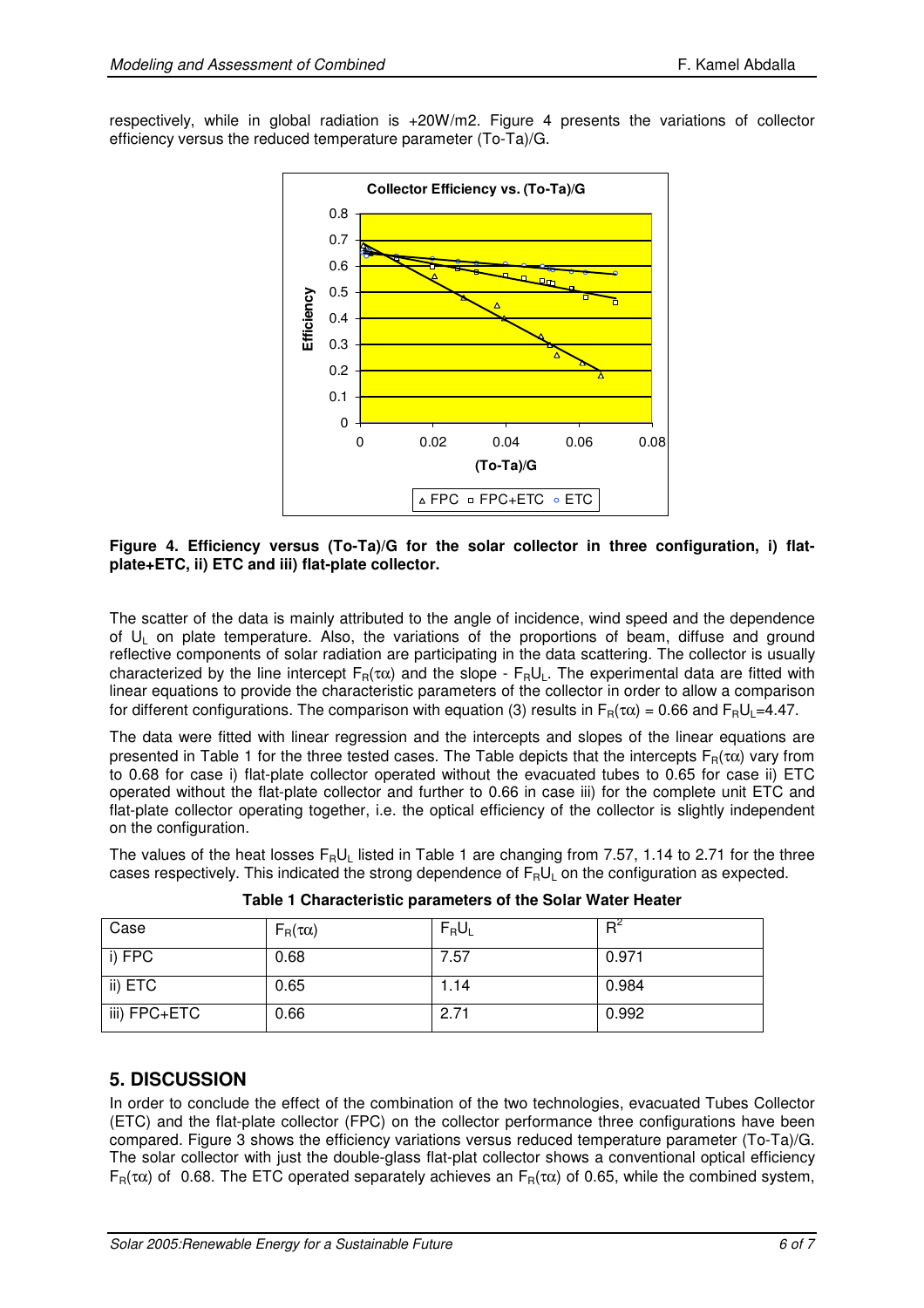respectively, while in global radiation is +20W/m2. Figure 4 presents the variations of collector efficiency versus the reduced temperature parameter (To-Ta)/G.

**Figure 4. Efficiency versus (To-Ta)/G for the solar collector in three configuration, i) flat-plate+ETC, ii) ETC and iii) flat-plate collector.**

The scatter of the data is mainly attributed to the angle of incidence, wind speed and the dependence of $U_L$ on plate temperature. Also, the variations of the proportions of beam, diffuse and ground reflective components of solar radiation are participating in the data scattering. The collector is usually characterized by the line intercept $F_R(\tau\alpha)$ and the slope - $F_RU_L$. The experimental data are fitted with linear equations to provide the characteristic parameters of the collector in order to allow a comparison for different configurations. The comparison with equation (3) results in $F_R(\tau\alpha)$ = 0.66 and $F_RU_L$=4.47.

The data were fitted with linear regression and the intercepts and slopes of the linear equations are presented in Table 1 for the three tested cases. The Table depicts that the intercepts $F_R(\tau\alpha)$ vary from to 0.68 for case i) flat-plate collector operated without the evacuated tubes to 0.65 for case ii) ETC operated without the flat-plate collector and further to 0.66 in case iii) for the complete unit ETC and flat-plate collector operating together, i.e. the optical efficiency of the collector is slightly independent on the configuration.

The values of the heat losses $F_RU_L$ listed in Table 1 are changing from 7.57, 1.14 to 2.71 for the three cases respectively. This indicated the strong dependence of $F_RU_L$ on the configuration as expected.

**Table 1 Characteristic parameters of the Solar Water Heater**

| Case | $F_R(\tau\alpha)$ | $F_RU_L$ | $R^2$ |
|---|---|---|---|
| i) FPC | 0.68 | 7.57 | 0.971 |
| ii) ETC | 0.65 | 1.14 | 0.984 |
| iii) FPC+ETC | 0.66 | 2.71 | 0.992 |

## 5. DISCUSSION

In order to conclude the effect of the combination of the two technologies, evacuated Tubes Collector (ETC) and the flat-plate collector (FPC) on the collector performance three configurations have been compared. Figure 3 shows the efficiency variations versus reduced temperature parameter (To-Ta)/G. The solar collector with just the double-glass flat-plat collector shows a conventional optical efficiency $F_R(\tau\alpha)$ of 0.68. The ETC operated separately achieves an $F_R(\tau\alpha)$ of 0.65, while the combined system,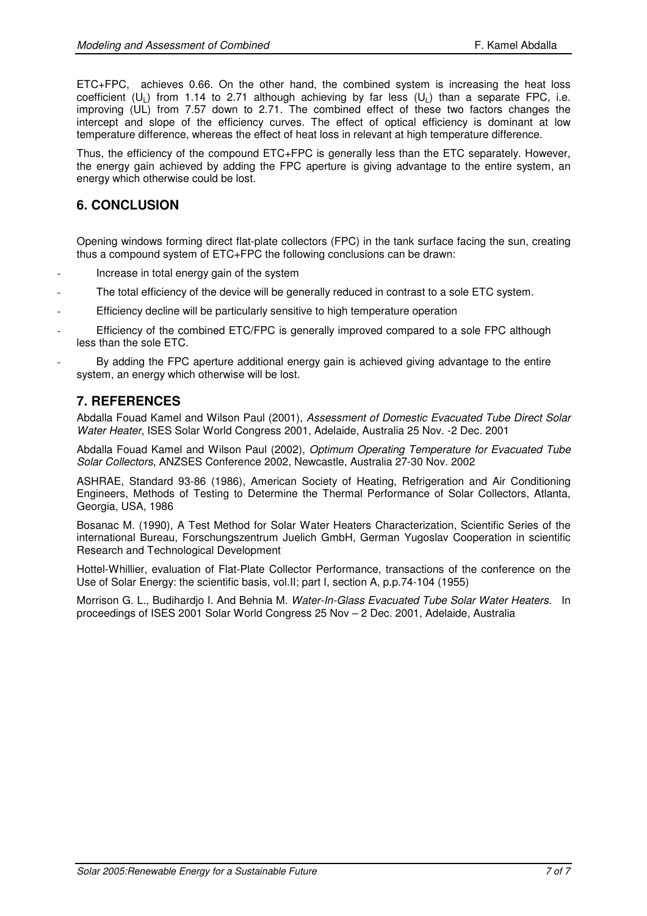ETC+FPC, achieves 0.66. On the other hand, the combined system is increasing the heat loss coefficient ($U_L$) from 1.14 to 2.71 although achieving by far less ($U_L$) than a separate FPC, i.e. improving (UL) from 7.57 down to 2.71. The combined effect of these two factors changes the intercept and slope of the efficiency curves. The effect of optical efficiency is dominant at low temperature difference, whereas the effect of heat loss in relevant at high temperature difference.

Thus, the efficiency of the compound ETC+FPC is generally less than the ETC separately. However, the energy gain achieved by adding the FPC aperture is giving advantage to the entire system, an energy which otherwise could be lost.

## 6. CONCLUSION

Opening windows forming direct flat-plate collectors (FPC) in the tank surface facing the sun, creating thus a compound system of ETC+FPC the following conclusions can be drawn:

- Increase in total energy gain of the system
- The total efficiency of the device will be generally reduced in contrast to a sole ETC system.
- Efficiency decline will be particularly sensitive to high temperature operation
- Efficiency of the combined ETC/FPC is generally improved compared to a sole FPC although less than the sole ETC.
- By adding the FPC aperture additional energy gain is achieved giving advantage to the entire system, an energy which otherwise will be lost.

## 7. REFERENCES

Abdalla Fouad Kamel and Wilson Paul (2001), *Assessment of Domestic Evacuated Tube Direct Solar Water Heater*, ISES Solar World Congress 2001, Adelaide, Australia 25 Nov. -2 Dec. 2001

Abdalla Fouad Kamel and Wilson Paul (2002), *Optimum Operating Temperature for Evacuated Tube Solar Collectors*, ANZSES Conference 2002, Newcastle, Australia 27-30 Nov. 2002

ASHRAE, Standard 93-86 (1986), American Society of Heating, Refrigeration and Air Conditioning Engineers, Methods of Testing to Determine the Thermal Performance of Solar Collectors, Atlanta, Georgia, USA, 1986

Bosanac M. (1990), A Test Method for Solar Water Heaters Characterization, Scientific Series of the international Bureau, Forschungszentrum Juelich GmbH, German Yugoslav Cooperation in scientific Research and Technological Development

Hottel-Whillier, evaluation of Flat-Plate Collector Performance, transactions of the conference on the Use of Solar Energy: the scientific basis, vol.II; part I, section A, p.p.74-104 (1955)

Morrison G. L., Budihardjo I. And Behnia M. *Water-In-Glass Evacuated Tube Solar Water Heaters.* In proceedings of ISES 2001 Solar World Congress 25 Nov – 2 Dec. 2001, Adelaide, Australia